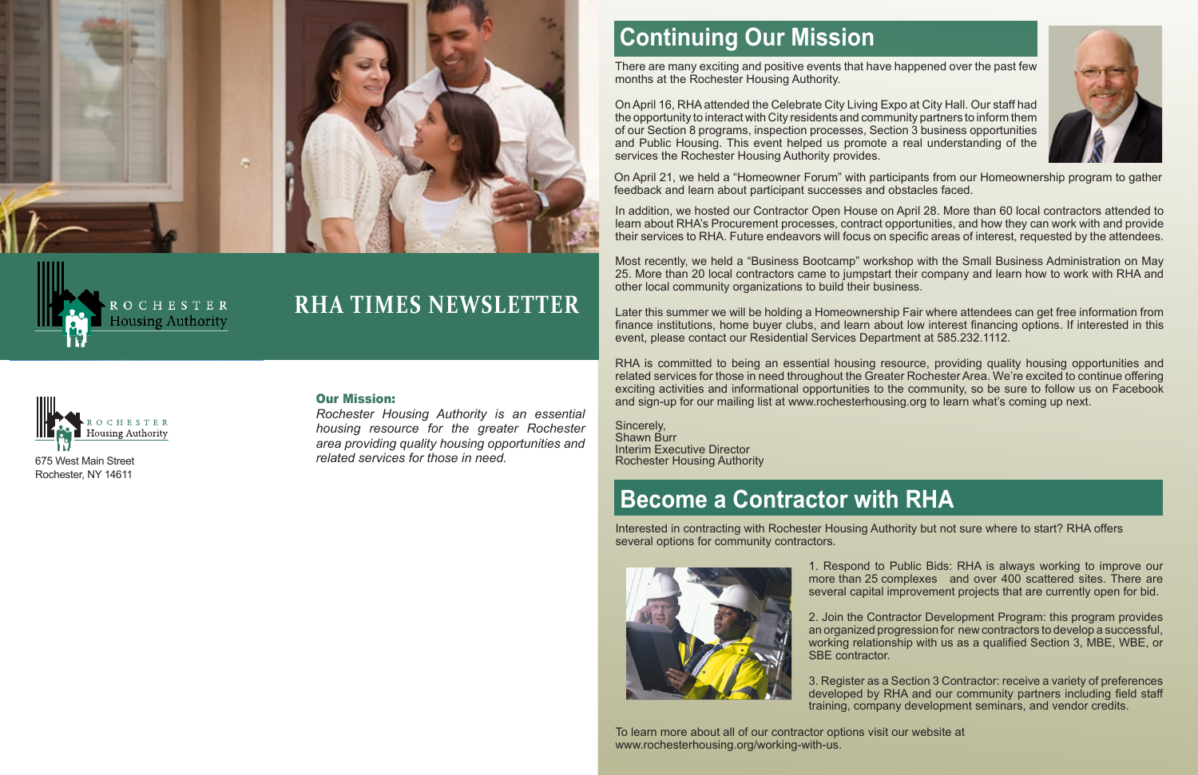ROCHESTER Housing Authority

# RHA TIMES NEWSLETTER

ROCHESTER Housing Authority

675 West Main Street
Rochester, NY 14611

**Our Mission:**

*Rochester Housing Authority is an essential housing resource for the greater Rochester area providing quality housing opportunities and related services for those in need.*

## Continuing Our Mission

There are many exciting and positive events that have happened over the past few months at the Rochester Housing Authority.

On April 16, RHA attended the Celebrate City Living Expo at City Hall. Our staff had the opportunity to interact with City residents and community partners to inform them of our Section 8 programs, inspection processes, Section 3 business opportunities and Public Housing. This event helped us promote a real understanding of the services the Rochester Housing Authority provides.

On April 21, we held a "Homeowner Forum" with participants from our Homeownership program to gather feedback and learn about participant successes and obstacles faced.

In addition, we hosted our Contractor Open House on April 28. More than 60 local contractors attended to learn about RHA's Procurement processes, contract opportunities, and how they can work with and provide their services to RHA. Future endeavors will focus on specific areas of interest, requested by the attendees.

Most recently, we held a "Business Bootcamp" workshop with the Small Business Administration on May 25. More than 20 local contractors came to jumpstart their company and learn how to work with RHA and other local community organizations to build their business.

Later this summer we will be holding a Homeownership Fair where attendees can get free information from finance institutions, home buyer clubs, and learn about low interest financing options. If interested in this event, please contact our Residential Services Department at 585.232.1112.

RHA is committed to being an essential housing resource, providing quality housing opportunities and related services for those in need throughout the Greater Rochester Area. We're excited to continue offering exciting activities and informational opportunities to the community, so be sure to follow us on Facebook and sign-up for our mailing list at www.rochesterhousing.org to learn what's coming up next.

Sincerely,
Shawn Burr
Interim Executive Director
Rochester Housing Authority

## Become a Contractor with RHA

Interested in contracting with Rochester Housing Authority but not sure where to start? RHA offers several options for community contractors.

1. Respond to Public Bids: RHA is always working to improve our more than 25 complexes and over 400 scattered sites. There are several capital improvement projects that are currently open for bid.

2. Join the Contractor Development Program: this program provides an organized progression for new contractors to develop a successful, working relationship with us as a qualified Section 3, MBE, WBE, or SBE contractor.

3. Register as a Section 3 Contractor: receive a variety of preferences developed by RHA and our community partners including field staff training, company development seminars, and vendor credits.

To learn more about all of our contractor options visit our website at www.rochesterhousing.org/working-with-us.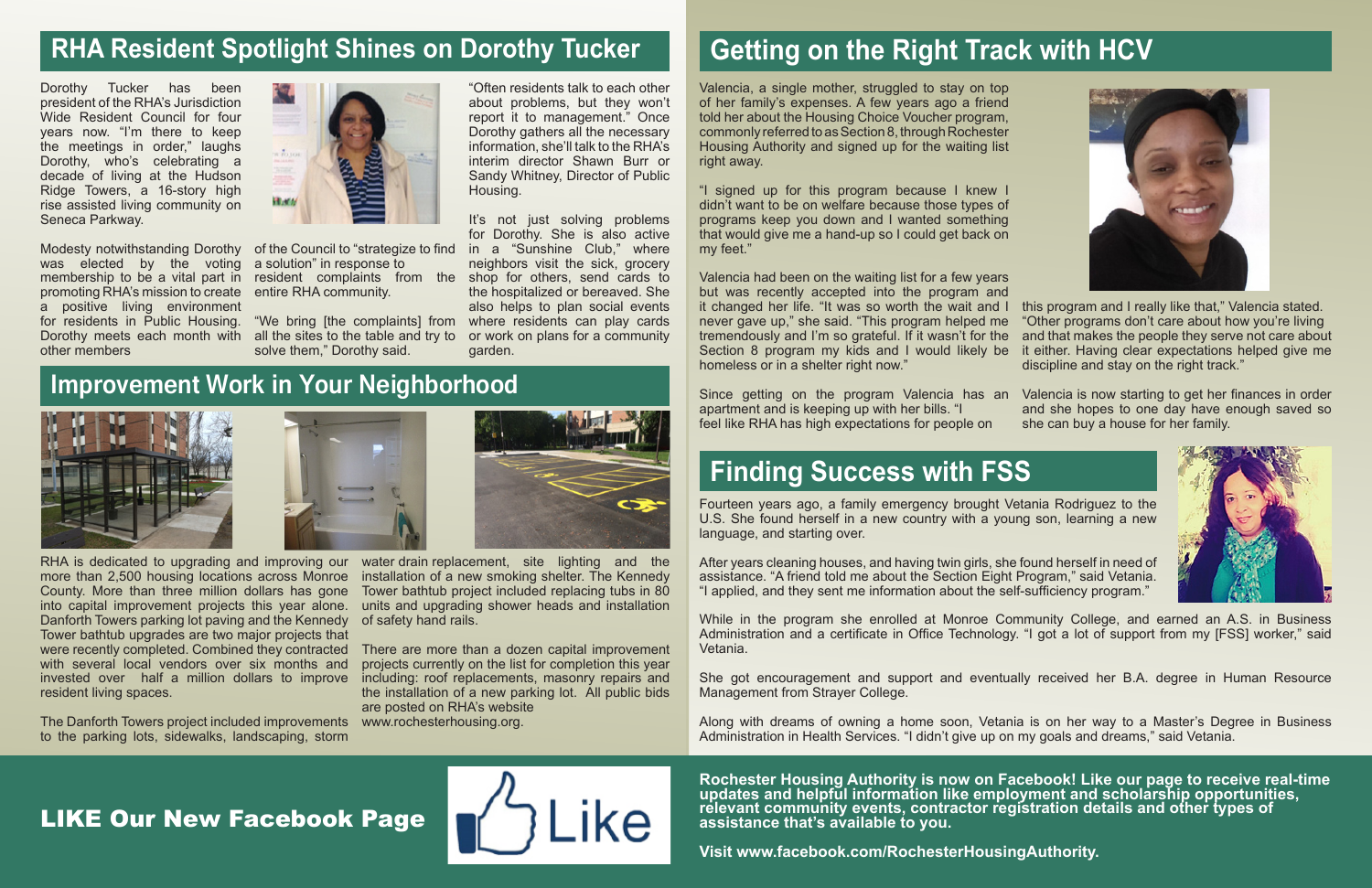## RHA Resident Spotlight Shines on Dorothy Tucker

Dorothy Tucker has been president of the RHA's Jurisdiction Wide Resident Council for four years now. "I'm there to keep the meetings in order," laughs Dorothy, who's celebrating a decade of living at the Hudson Ridge Towers, a 16-story high rise assisted living community on Seneca Parkway.

Modesty notwithstanding Dorothy was elected by the voting membership to be a vital part in promoting RHA's mission to create a positive living environment for residents in Public Housing. Dorothy meets each month with other members of the Council to "strategize to find a solution" in response to resident complaints from the entire RHA community.

"We bring [the complaints] from all the sites to the table and try to solve them," Dorothy said.

"Often residents talk to each other about problems, but they won't report it to management." Once Dorothy gathers all the necessary information, she'll talk to the RHA's interim director Shawn Burr or Sandy Whitney, Director of Public Housing.

It's not just solving problems for Dorothy. She is also active in a "Sunshine Club," where neighbors visit the sick, grocery shop for others, send cards to the hospitalized or bereaved. She also helps to plan social events where residents can play cards or work on plans for a community garden.

## Improvement Work in Your Neighborhood

RHA is dedicated to upgrading and improving our more than 2,500 housing locations across Monroe County. More than three million dollars has gone into capital improvement projects this year alone. Danforth Towers parking lot paving and the Kennedy Tower bathtub upgrades are two major projects that were recently completed. Combined they contracted with several local vendors over six months and invested over half a million dollars to improve resident living spaces.

The Danforth Towers project included improvements to the parking lots, sidewalks, landscaping, storm water drain replacement, site lighting and the installation of a new smoking shelter. The Kennedy Tower bathtub project included replacing tubs in 80 units and upgrading shower heads and installation of safety hand rails.

There are more than a dozen capital improvement projects currently on the list for completion this year including: roof replacements, masonry repairs and the installation of a new parking lot. All public bids are posted on RHA's website www.rochesterhousing.org.

## Getting on the Right Track with HCV

Valencia, a single mother, struggled to stay on top of her family's expenses. A few years ago a friend told her about the Housing Choice Voucher program, commonly referred to as Section 8, through Rochester Housing Authority and signed up for the waiting list right away.

"I signed up for this program because I knew I didn't want to be on welfare because those types of programs keep you down and I wanted something that would give me a hand-up so I could get back on my feet."

Valencia had been on the waiting list for a few years but was recently accepted into the program and it changed her life. "It was so worth the wait and I never gave up," she said. "This program helped me tremendously and I'm so grateful. If it wasn't for the Section 8 program my kids and I would likely be homeless or in a shelter right now."

Since getting on the program Valencia has an apartment and is keeping up with her bills. "I feel like RHA has high expectations for people on this program and I really like that," Valencia stated. "Other programs don't care about how you're living and that makes the people they serve not care about it either. Having clear expectations helped give me discipline and stay on the right track."

Valencia is now starting to get her finances in order and she hopes to one day have enough saved so she can buy a house for her family.

## Finding Success with FSS

Fourteen years ago, a family emergency brought Vetania Rodriguez to the U.S. She found herself in a new country with a young son, learning a new language, and starting over.

After years cleaning houses, and having twin girls, she found herself in need of assistance. "A friend told me about the Section Eight Program," said Vetania. "I applied, and they sent me information about the self-sufficiency program."

While in the program she enrolled at Monroe Community College, and earned an A.S. in Business Administration and a certificate in Office Technology. "I got a lot of support from my [FSS] worker," said Vetania.

She got encouragement and support and eventually received her B.A. degree in Human Resource Management from Strayer College.

Along with dreams of owning a home soon, Vetania is on her way to a Master's Degree in Business Administration in Health Services. "I didn't give up on my goals and dreams," said Vetania.

## LIKE Our New Facebook Page

Like

**Rochester Housing Authority is now on Facebook! Like our page to receive real-time updates and helpful information like employment and scholarship opportunities, relevant community events, contractor registration details and other types of assistance that's available to you.**

**Visit www.facebook.com/RochesterHousingAuthority.**